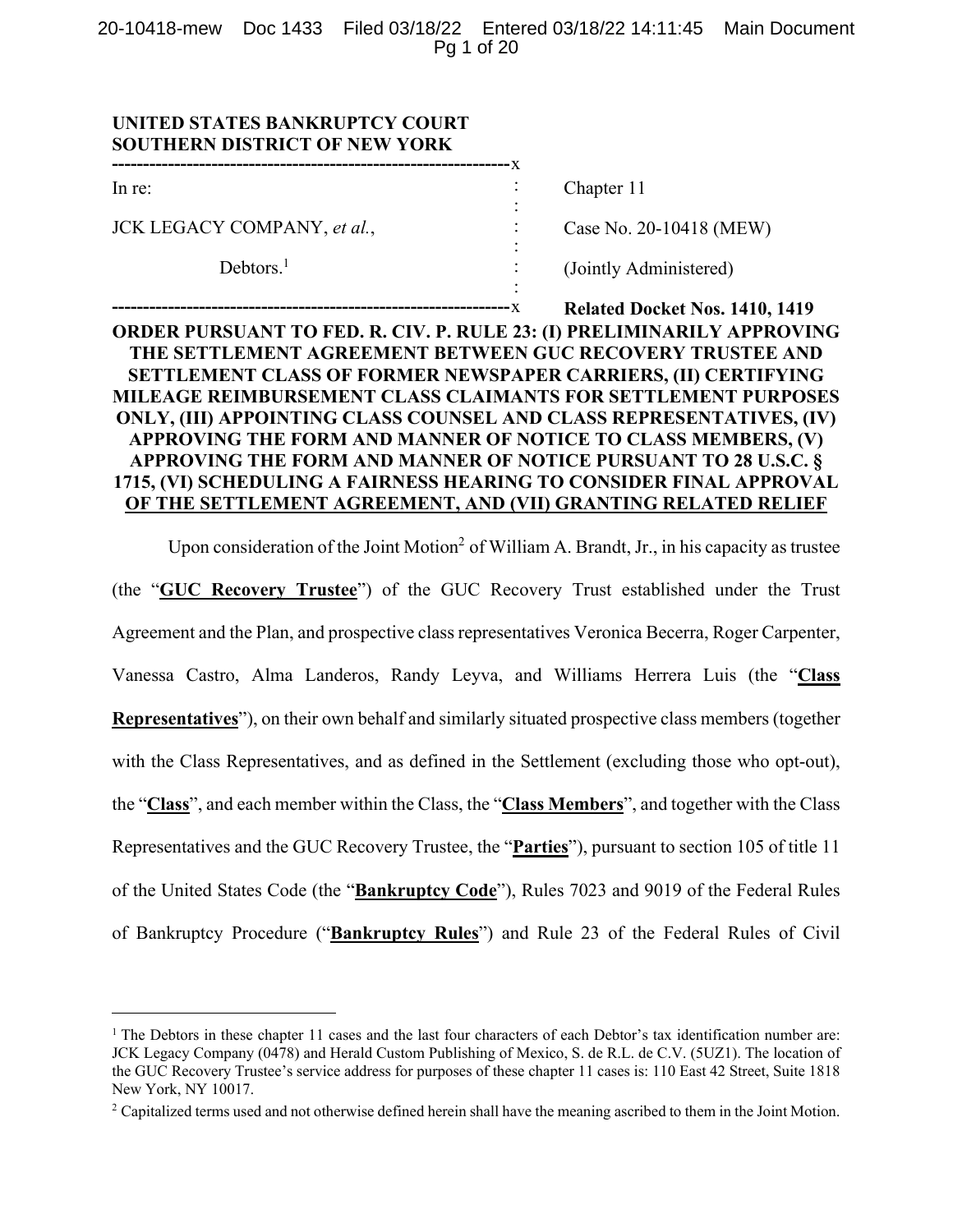**UNITED STATES BANKRUPTCY COURT**
**SOUTHERN DISTRICT OF NEW YORK**

| | | |
|---|---|---|
| In re: | : | Chapter 11 |
| JCK LEGACY COMPANY, *et al.*, | : | Case No. 20-10418 (MEW) |
| Debtors.[1] | : | (Jointly Administered) |
| | | **Related Docket Nos. 1410, 1419** |

**ORDER PURSUANT TO FED. R. CIV. P. RULE 23: (I) PRELIMINARILY APPROVING THE SETTLEMENT AGREEMENT BETWEEN GUC RECOVERY TRUSTEE AND SETTLEMENT CLASS OF FORMER NEWSPAPER CARRIERS, (II) CERTIFYING MILEAGE REIMBURSEMENT CLASS CLAIMANTS FOR SETTLEMENT PURPOSES ONLY, (III) APPOINTING CLASS COUNSEL AND CLASS REPRESENTATIVES, (IV) APPROVING THE FORM AND MANNER OF NOTICE TO CLASS MEMBERS, (V) APPROVING THE FORM AND MANNER OF NOTICE PURSUANT TO 28 U.S.C. § 1715, (VI) SCHEDULING A FAIRNESS HEARING TO CONSIDER FINAL APPROVAL OF THE SETTLEMENT AGREEMENT, AND (VII) GRANTING RELATED RELIEF**

Upon consideration of the Joint Motion[2] of William A. Brandt, Jr., in his capacity as trustee (the "**GUC Recovery Trustee**") of the GUC Recovery Trust established under the Trust Agreement and the Plan, and prospective class representatives Veronica Becerra, Roger Carpenter, Vanessa Castro, Alma Landeros, Randy Leyva, and Williams Herrera Luis (the "**Class Representatives**"), on their own behalf and similarly situated prospective class members (together with the Class Representatives, and as defined in the Settlement (excluding those who opt-out), the "**Class**", and each member within the Class, the "**Class Members**", and together with the Class Representatives and the GUC Recovery Trustee, the "**Parties**"), pursuant to section 105 of title 11 of the United States Code (the "**Bankruptcy Code**"), Rules 7023 and 9019 of the Federal Rules of Bankruptcy Procedure ("**Bankruptcy Rules**") and Rule 23 of the Federal Rules of Civil

---

[1] The Debtors in these chapter 11 cases and the last four characters of each Debtor's tax identification number are: JCK Legacy Company (0478) and Herald Custom Publishing of Mexico, S. de R.L. de C.V. (5UZ1). The location of the GUC Recovery Trustee's service address for purposes of these chapter 11 cases is: 110 East 42 Street, Suite 1818 New York, NY 10017.

[2] Capitalized terms used and not otherwise defined herein shall have the meaning ascribed to them in the Joint Motion.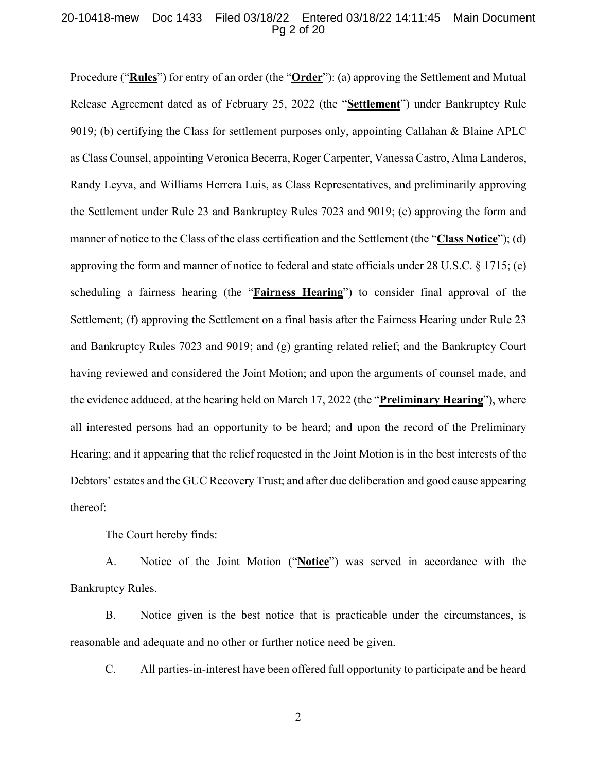Procedure ("**Rules**") for entry of an order (the "**Order**"): (a) approving the Settlement and Mutual Release Agreement dated as of February 25, 2022 (the "**Settlement**") under Bankruptcy Rule 9019; (b) certifying the Class for settlement purposes only, appointing Callahan & Blaine APLC as Class Counsel, appointing Veronica Becerra, Roger Carpenter, Vanessa Castro, Alma Landeros, Randy Leyva, and Williams Herrera Luis, as Class Representatives, and preliminarily approving the Settlement under Rule 23 and Bankruptcy Rules 7023 and 9019; (c) approving the form and manner of notice to the Class of the class certification and the Settlement (the "**Class Notice**"); (d) approving the form and manner of notice to federal and state officials under 28 U.S.C. § 1715; (e) scheduling a fairness hearing (the "**Fairness Hearing**") to consider final approval of the Settlement; (f) approving the Settlement on a final basis after the Fairness Hearing under Rule 23 and Bankruptcy Rules 7023 and 9019; and (g) granting related relief; and the Bankruptcy Court having reviewed and considered the Joint Motion; and upon the arguments of counsel made, and the evidence adduced, at the hearing held on March 17, 2022 (the "**Preliminary Hearing**"), where all interested persons had an opportunity to be heard; and upon the record of the Preliminary Hearing; and it appearing that the relief requested in the Joint Motion is in the best interests of the Debtors' estates and the GUC Recovery Trust; and after due deliberation and good cause appearing thereof:

The Court hereby finds:

A. Notice of the Joint Motion ("**Notice**") was served in accordance with the Bankruptcy Rules.

B. Notice given is the best notice that is practicable under the circumstances, is reasonable and adequate and no other or further notice need be given.

C. All parties-in-interest have been offered full opportunity to participate and be heard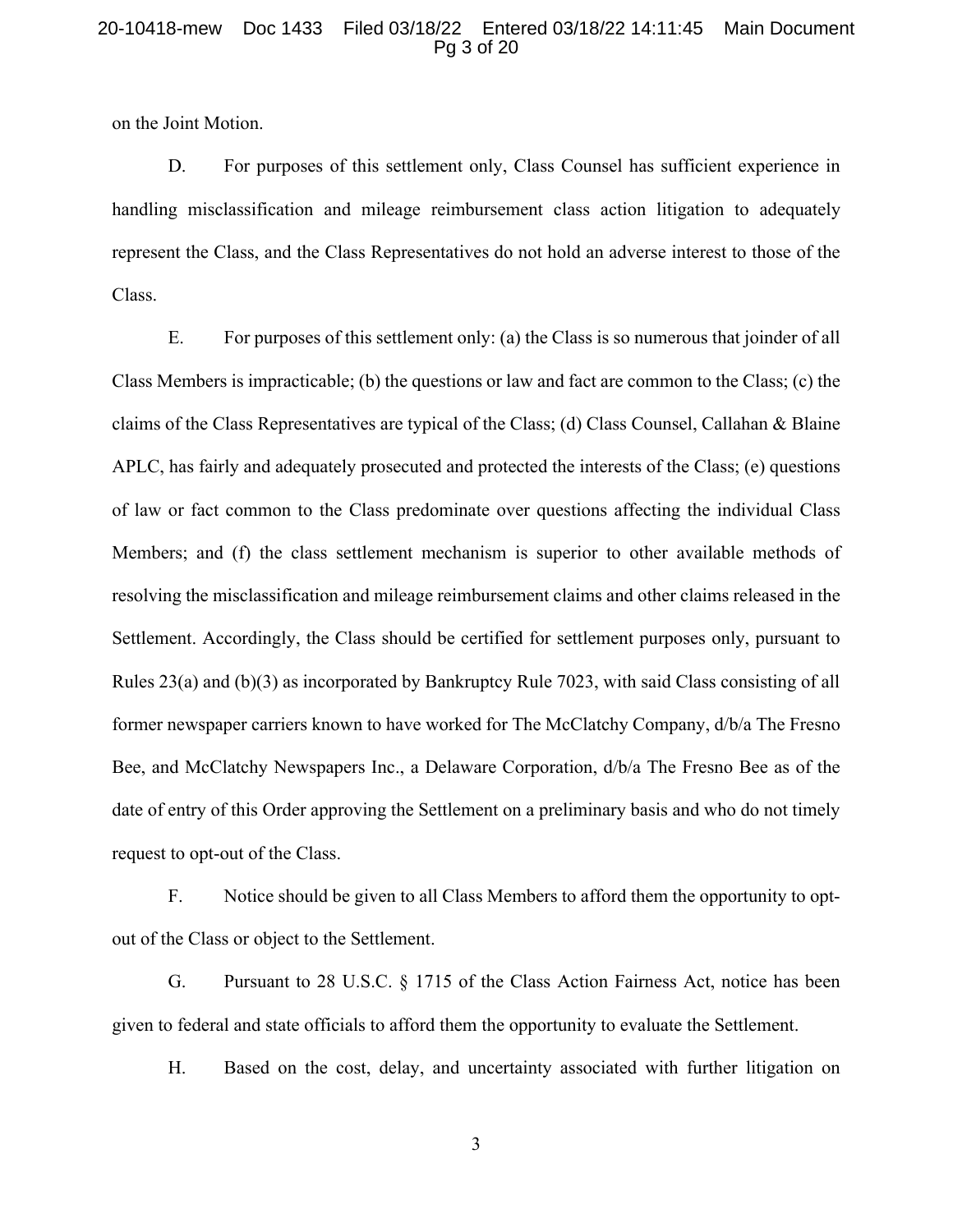on the Joint Motion.

D. For purposes of this settlement only, Class Counsel has sufficient experience in handling misclassification and mileage reimbursement class action litigation to adequately represent the Class, and the Class Representatives do not hold an adverse interest to those of the Class.

E. For purposes of this settlement only: (a) the Class is so numerous that joinder of all Class Members is impracticable; (b) the questions or law and fact are common to the Class; (c) the claims of the Class Representatives are typical of the Class; (d) Class Counsel, Callahan & Blaine APLC, has fairly and adequately prosecuted and protected the interests of the Class; (e) questions of law or fact common to the Class predominate over questions affecting the individual Class Members; and (f) the class settlement mechanism is superior to other available methods of resolving the misclassification and mileage reimbursement claims and other claims released in the Settlement. Accordingly, the Class should be certified for settlement purposes only, pursuant to Rules 23(a) and (b)(3) as incorporated by Bankruptcy Rule 7023, with said Class consisting of all former newspaper carriers known to have worked for The McClatchy Company, d/b/a The Fresno Bee, and McClatchy Newspapers Inc., a Delaware Corporation, d/b/a The Fresno Bee as of the date of entry of this Order approving the Settlement on a preliminary basis and who do not timely request to opt-out of the Class.

F. Notice should be given to all Class Members to afford them the opportunity to opt-out of the Class or object to the Settlement.

G. Pursuant to 28 U.S.C. § 1715 of the Class Action Fairness Act, notice has been given to federal and state officials to afford them the opportunity to evaluate the Settlement.

H. Based on the cost, delay, and uncertainty associated with further litigation on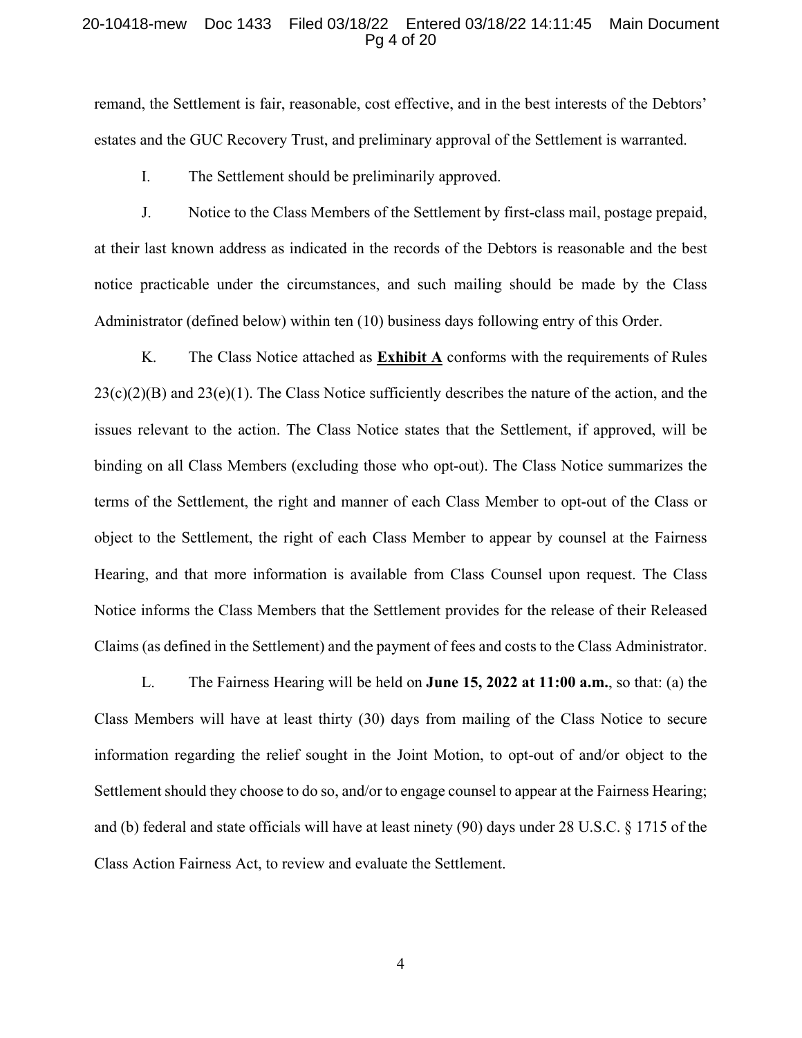remand, the Settlement is fair, reasonable, cost effective, and in the best interests of the Debtors' estates and the GUC Recovery Trust, and preliminary approval of the Settlement is warranted.

I. The Settlement should be preliminarily approved.

J. Notice to the Class Members of the Settlement by first-class mail, postage prepaid, at their last known address as indicated in the records of the Debtors is reasonable and the best notice practicable under the circumstances, and such mailing should be made by the Class Administrator (defined below) within ten (10) business days following entry of this Order.

K. The Class Notice attached as **Exhibit A** conforms with the requirements of Rules 23(c)(2)(B) and 23(e)(1). The Class Notice sufficiently describes the nature of the action, and the issues relevant to the action. The Class Notice states that the Settlement, if approved, will be binding on all Class Members (excluding those who opt-out). The Class Notice summarizes the terms of the Settlement, the right and manner of each Class Member to opt-out of the Class or object to the Settlement, the right of each Class Member to appear by counsel at the Fairness Hearing, and that more information is available from Class Counsel upon request. The Class Notice informs the Class Members that the Settlement provides for the release of their Released Claims (as defined in the Settlement) and the payment of fees and costs to the Class Administrator.

L. The Fairness Hearing will be held on **June 15, 2022 at 11:00 a.m.**, so that: (a) the Class Members will have at least thirty (30) days from mailing of the Class Notice to secure information regarding the relief sought in the Joint Motion, to opt-out of and/or object to the Settlement should they choose to do so, and/or to engage counsel to appear at the Fairness Hearing; and (b) federal and state officials will have at least ninety (90) days under 28 U.S.C. § 1715 of the Class Action Fairness Act, to review and evaluate the Settlement.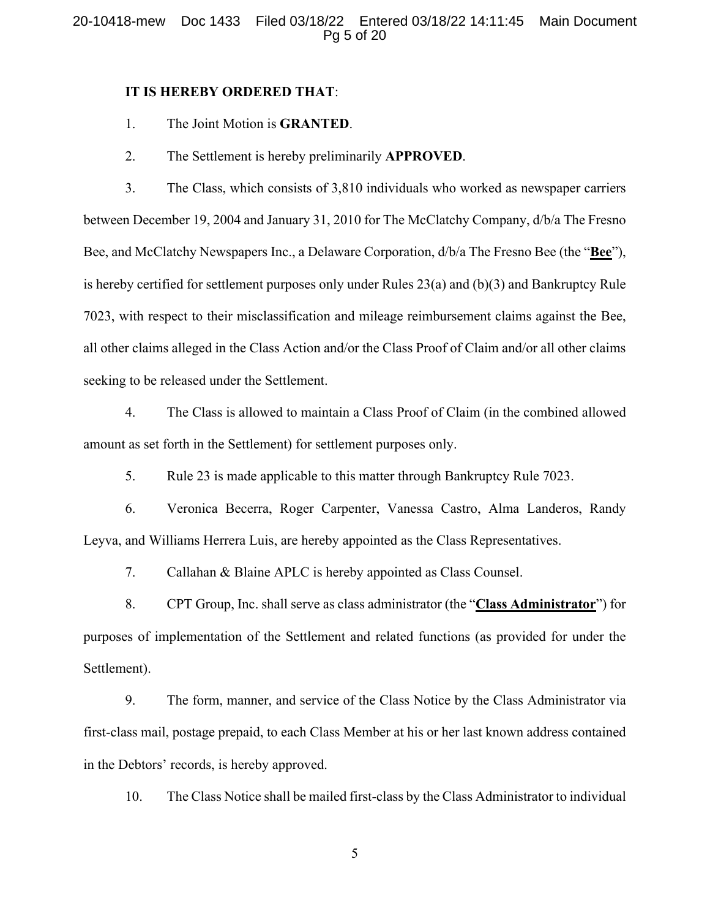**IT IS HEREBY ORDERED THAT**:

1. The Joint Motion is **GRANTED**.

2. The Settlement is hereby preliminarily **APPROVED**.

3. The Class, which consists of 3,810 individuals who worked as newspaper carriers between December 19, 2004 and January 31, 2010 for The McClatchy Company, d/b/a The Fresno Bee, and McClatchy Newspapers Inc., a Delaware Corporation, d/b/a The Fresno Bee (the "**Bee**"), is hereby certified for settlement purposes only under Rules 23(a) and (b)(3) and Bankruptcy Rule 7023, with respect to their misclassification and mileage reimbursement claims against the Bee, all other claims alleged in the Class Action and/or the Class Proof of Claim and/or all other claims seeking to be released under the Settlement.

4. The Class is allowed to maintain a Class Proof of Claim (in the combined allowed amount as set forth in the Settlement) for settlement purposes only.

5. Rule 23 is made applicable to this matter through Bankruptcy Rule 7023.

6. Veronica Becerra, Roger Carpenter, Vanessa Castro, Alma Landeros, Randy Leyva, and Williams Herrera Luis, are hereby appointed as the Class Representatives.

7. Callahan & Blaine APLC is hereby appointed as Class Counsel.

8. CPT Group, Inc. shall serve as class administrator (the "**Class Administrator**") for purposes of implementation of the Settlement and related functions (as provided for under the Settlement).

9. The form, manner, and service of the Class Notice by the Class Administrator via first-class mail, postage prepaid, to each Class Member at his or her last known address contained in the Debtors' records, is hereby approved.

10. The Class Notice shall be mailed first-class by the Class Administrator to individual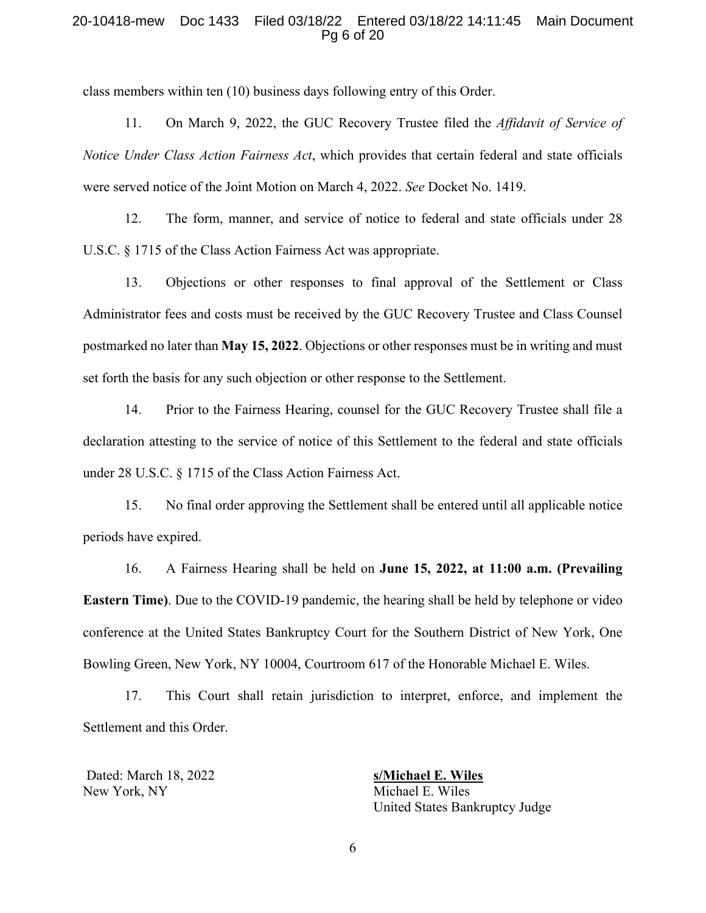class members within ten (10) business days following entry of this Order.

11. On March 9, 2022, the GUC Recovery Trustee filed the *Affidavit of Service of Notice Under Class Action Fairness Act*, which provides that certain federal and state officials were served notice of the Joint Motion on March 4, 2022. *See* Docket No. 1419.

12. The form, manner, and service of notice to federal and state officials under 28 U.S.C. § 1715 of the Class Action Fairness Act was appropriate.

13. Objections or other responses to final approval of the Settlement or Class Administrator fees and costs must be received by the GUC Recovery Trustee and Class Counsel postmarked no later than **May 15, 2022**. Objections or other responses must be in writing and must set forth the basis for any such objection or other response to the Settlement.

14. Prior to the Fairness Hearing, counsel for the GUC Recovery Trustee shall file a declaration attesting to the service of notice of this Settlement to the federal and state officials under 28 U.S.C. § 1715 of the Class Action Fairness Act.

15. No final order approving the Settlement shall be entered until all applicable notice periods have expired.

16. A Fairness Hearing shall be held on **June 15, 2022, at 11:00 a.m. (Prevailing Eastern Time)**. Due to the COVID-19 pandemic, the hearing shall be held by telephone or video conference at the United States Bankruptcy Court for the Southern District of New York, One Bowling Green, New York, NY 10004, Courtroom 617 of the Honorable Michael E. Wiles.

17. This Court shall retain jurisdiction to interpret, enforce, and implement the Settlement and this Order.

Dated: March 18, 2022
New York, NY

**s/Michael E. Wiles**
Michael E. Wiles
United States Bankruptcy Judge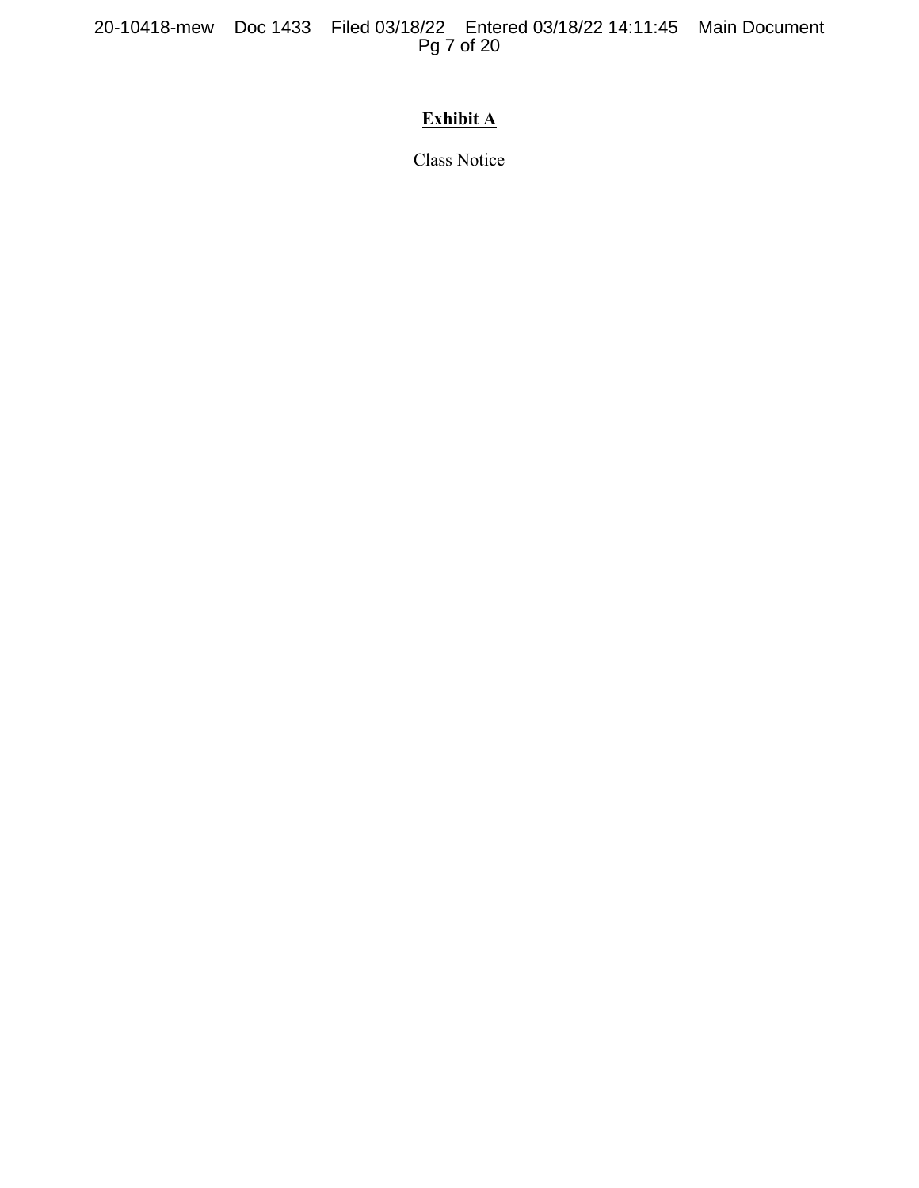**Exhibit A**

Class Notice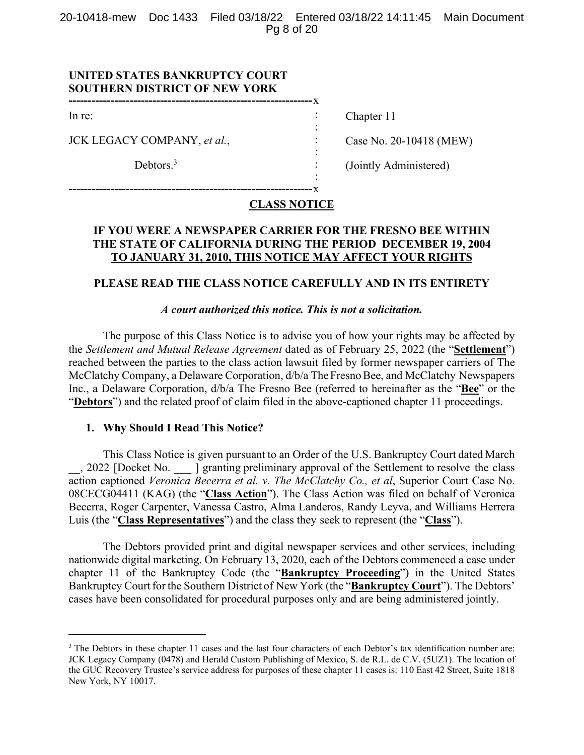UNITED STATES BANKRUPTCY COURT
SOUTHERN DISTRICT OF NEW YORK

| | | |
|---|---|---|
| In re: | : | Chapter 11 |
| JCK LEGACY COMPANY, *et al.*, | : | Case No. 20-10418 (MEW) |
| Debtors.[3] | : | (Jointly Administered) |

**CLASS NOTICE**

**IF YOU WERE A NEWSPAPER CARRIER FOR THE FRESNO BEE WITHIN THE STATE OF CALIFORNIA DURING THE PERIOD DECEMBER 19, 2004 TO JANUARY 31, 2010, THIS NOTICE MAY AFFECT YOUR RIGHTS**

**PLEASE READ THE CLASS NOTICE CAREFULLY AND IN ITS ENTIRETY**

***A court authorized this notice. This is not a solicitation.***

The purpose of this Class Notice is to advise you of how your rights may be affected by the *Settlement and Mutual Release Agreement* dated as of February 25, 2022 (the "**Settlement**") reached between the parties to the class action lawsuit filed by former newspaper carriers of The McClatchy Company, a Delaware Corporation, d/b/a The Fresno Bee, and McClatchy Newspapers Inc., a Delaware Corporation, d/b/a The Fresno Bee (referred to hereinafter as the "**Bee**" or the "**Debtors**") and the related proof of claim filed in the above-captioned chapter 11 proceedings.

## 1. Why Should I Read This Notice?

This Class Notice is given pursuant to an Order of the U.S. Bankruptcy Court dated March __, 2022 [Docket No. ___ ] granting preliminary approval of the Settlement to resolve the class action captioned *Veronica Becerra et al. v. The McClatchy Co., et al*, Superior Court Case No. 08CECG04411 (KAG) (the "**Class Action**"). The Class Action was filed on behalf of Veronica Becerra, Roger Carpenter, Vanessa Castro, Alma Landeros, Randy Leyva, and Williams Herrera Luis (the "**Class Representatives**") and the class they seek to represent (the "**Class**").

The Debtors provided print and digital newspaper services and other services, including nationwide digital marketing. On February 13, 2020, each of the Debtors commenced a case under chapter 11 of the Bankruptcy Code (the "**Bankruptcy Proceeding**") in the United States Bankruptcy Court for the Southern District of New York (the "**Bankruptcy Court**"). The Debtors' cases have been consolidated for procedural purposes only and are being administered jointly.

---

[3] The Debtors in these chapter 11 cases and the last four characters of each Debtor's tax identification number are: JCK Legacy Company (0478) and Herald Custom Publishing of Mexico, S. de R.L. de C.V. (5UZ1). The location of the GUC Recovery Trustee's service address for purposes of these chapter 11 cases is: 110 East 42 Street, Suite 1818 New York, NY 10017.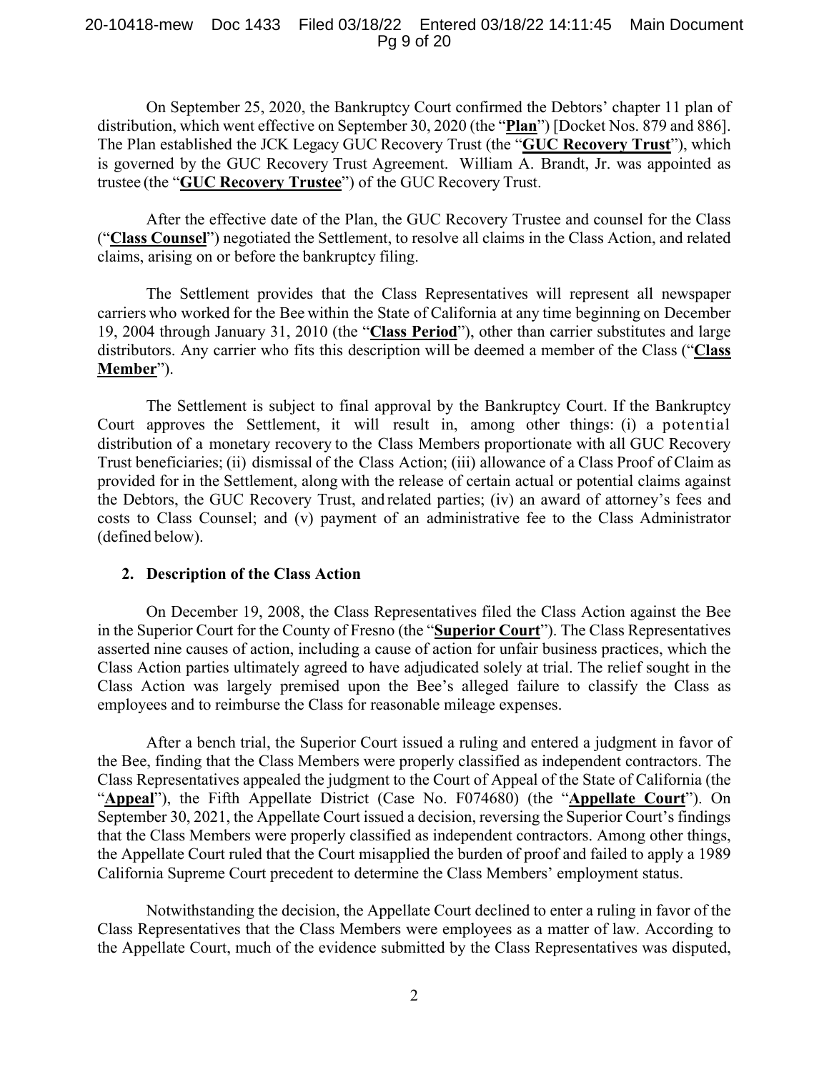On September 25, 2020, the Bankruptcy Court confirmed the Debtors' chapter 11 plan of distribution, which went effective on September 30, 2020 (the "**Plan**") [Docket Nos. 879 and 886]. The Plan established the JCK Legacy GUC Recovery Trust (the "**GUC Recovery Trust**"), which is governed by the GUC Recovery Trust Agreement. William A. Brandt, Jr. was appointed as trustee (the "**GUC Recovery Trustee**") of the GUC Recovery Trust.

After the effective date of the Plan, the GUC Recovery Trustee and counsel for the Class ("**Class Counsel**") negotiated the Settlement, to resolve all claims in the Class Action, and related claims, arising on or before the bankruptcy filing.

The Settlement provides that the Class Representatives will represent all newspaper carriers who worked for the Bee within the State of California at any time beginning on December 19, 2004 through January 31, 2010 (the "**Class Period**"), other than carrier substitutes and large distributors. Any carrier who fits this description will be deemed a member of the Class ("**Class Member**").

The Settlement is subject to final approval by the Bankruptcy Court. If the Bankruptcy Court approves the Settlement, it will result in, among other things: (i) a potential distribution of a monetary recovery to the Class Members proportionate with all GUC Recovery Trust beneficiaries; (ii) dismissal of the Class Action; (iii) allowance of a Class Proof of Claim as provided for in the Settlement, along with the release of certain actual or potential claims against the Debtors, the GUC Recovery Trust, and related parties; (iv) an award of attorney's fees and costs to Class Counsel; and (v) payment of an administrative fee to the Class Administrator (defined below).

### 2. Description of the Class Action

On December 19, 2008, the Class Representatives filed the Class Action against the Bee in the Superior Court for the County of Fresno (the "**Superior Court**"). The Class Representatives asserted nine causes of action, including a cause of action for unfair business practices, which the Class Action parties ultimately agreed to have adjudicated solely at trial. The relief sought in the Class Action was largely premised upon the Bee's alleged failure to classify the Class as employees and to reimburse the Class for reasonable mileage expenses.

After a bench trial, the Superior Court issued a ruling and entered a judgment in favor of the Bee, finding that the Class Members were properly classified as independent contractors. The Class Representatives appealed the judgment to the Court of Appeal of the State of California (the "**Appeal**"), the Fifth Appellate District (Case No. F074680) (the "**Appellate Court**"). On September 30, 2021, the Appellate Court issued a decision, reversing the Superior Court's findings that the Class Members were properly classified as independent contractors. Among other things, the Appellate Court ruled that the Court misapplied the burden of proof and failed to apply a 1989 California Supreme Court precedent to determine the Class Members' employment status.

Notwithstanding the decision, the Appellate Court declined to enter a ruling in favor of the Class Representatives that the Class Members were employees as a matter of law. According to the Appellate Court, much of the evidence submitted by the Class Representatives was disputed,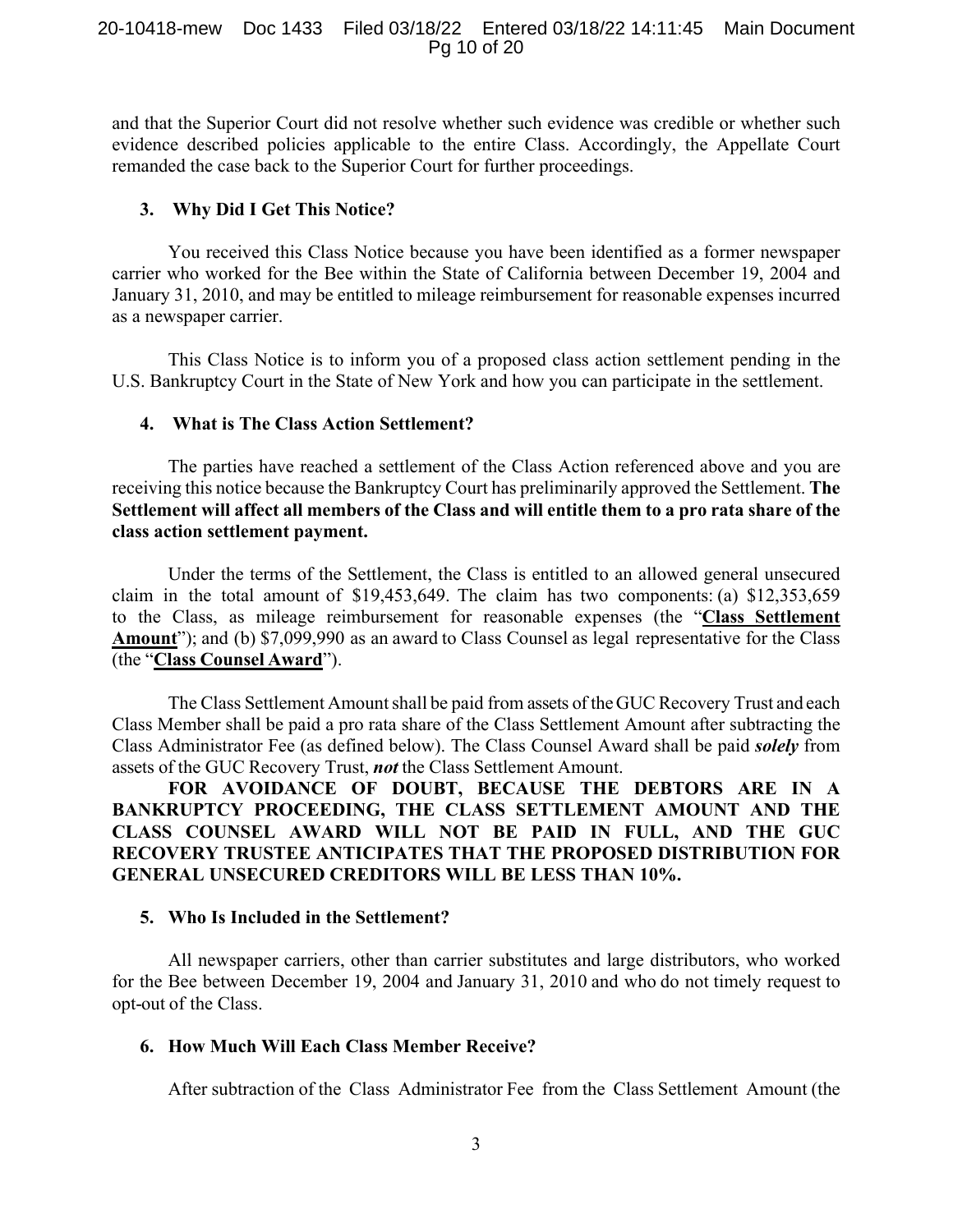and that the Superior Court did not resolve whether such evidence was credible or whether such evidence described policies applicable to the entire Class. Accordingly, the Appellate Court remanded the case back to the Superior Court for further proceedings.

### 3. Why Did I Get This Notice?

You received this Class Notice because you have been identified as a former newspaper carrier who worked for the Bee within the State of California between December 19, 2004 and January 31, 2010, and may be entitled to mileage reimbursement for reasonable expenses incurred as a newspaper carrier.

This Class Notice is to inform you of a proposed class action settlement pending in the U.S. Bankruptcy Court in the State of New York and how you can participate in the settlement.

### 4. What is The Class Action Settlement?

The parties have reached a settlement of the Class Action referenced above and you are receiving this notice because the Bankruptcy Court has preliminarily approved the Settlement. **The Settlement will affect all members of the Class and will entitle them to a pro rata share of the class action settlement payment.**

Under the terms of the Settlement, the Class is entitled to an allowed general unsecured claim in the total amount of $19,453,649. The claim has two components: (a) $12,353,659 to the Class, as mileage reimbursement for reasonable expenses (the "**Class Settlement Amount**"); and (b) $7,099,990 as an award to Class Counsel as legal representative for the Class (the "**Class Counsel Award**").

The Class Settlement Amount shall be paid from assets of the GUC Recovery Trust and each Class Member shall be paid a pro rata share of the Class Settlement Amount after subtracting the Class Administrator Fee (as defined below). The Class Counsel Award shall be paid ***solely*** from assets of the GUC Recovery Trust, ***not*** the Class Settlement Amount.

**FOR AVOIDANCE OF DOUBT, BECAUSE THE DEBTORS ARE IN A BANKRUPTCY PROCEEDING, THE CLASS SETTLEMENT AMOUNT AND THE CLASS COUNSEL AWARD WILL NOT BE PAID IN FULL, AND THE GUC RECOVERY TRUSTEE ANTICIPATES THAT THE PROPOSED DISTRIBUTION FOR GENERAL UNSECURED CREDITORS WILL BE LESS THAN 10%.**

### 5. Who Is Included in the Settlement?

All newspaper carriers, other than carrier substitutes and large distributors, who worked for the Bee between December 19, 2004 and January 31, 2010 and who do not timely request to opt-out of the Class.

### 6. How Much Will Each Class Member Receive?

After subtraction of the Class Administrator Fee from the Class Settlement Amount (the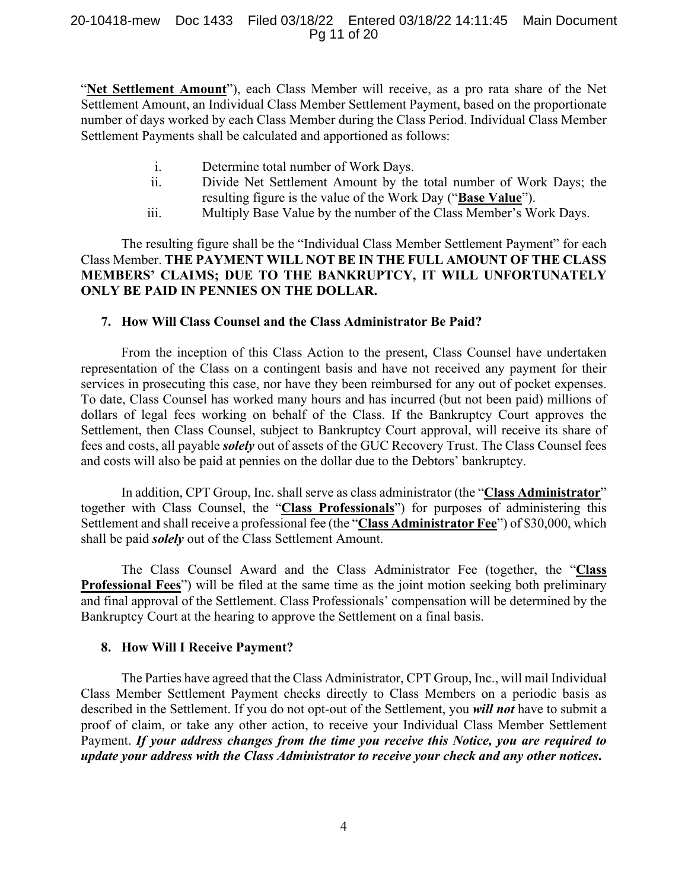"**Net Settlement Amount**"), each Class Member will receive, as a pro rata share of the Net Settlement Amount, an Individual Class Member Settlement Payment, based on the proportionate number of days worked by each Class Member during the Class Period. Individual Class Member Settlement Payments shall be calculated and apportioned as follows:

i. Determine total number of Work Days.

ii. Divide Net Settlement Amount by the total number of Work Days; the resulting figure is the value of the Work Day ("**Base Value**").

iii. Multiply Base Value by the number of the Class Member's Work Days.

The resulting figure shall be the "Individual Class Member Settlement Payment" for each Class Member. **THE PAYMENT WILL NOT BE IN THE FULL AMOUNT OF THE CLASS MEMBERS' CLAIMS; DUE TO THE BANKRUPTCY, IT WILL UNFORTUNATELY ONLY BE PAID IN PENNIES ON THE DOLLAR.**

### 7. How Will Class Counsel and the Class Administrator Be Paid?

From the inception of this Class Action to the present, Class Counsel have undertaken representation of the Class on a contingent basis and have not received any payment for their services in prosecuting this case, nor have they been reimbursed for any out of pocket expenses. To date, Class Counsel has worked many hours and has incurred (but not been paid) millions of dollars of legal fees working on behalf of the Class. If the Bankruptcy Court approves the Settlement, then Class Counsel, subject to Bankruptcy Court approval, will receive its share of fees and costs, all payable ***solely*** out of assets of the GUC Recovery Trust. The Class Counsel fees and costs will also be paid at pennies on the dollar due to the Debtors' bankruptcy.

In addition, CPT Group, Inc. shall serve as class administrator (the "**Class Administrator**" together with Class Counsel, the "**Class Professionals**") for purposes of administering this Settlement and shall receive a professional fee (the "**Class Administrator Fee**") of $30,000, which shall be paid ***solely*** out of the Class Settlement Amount.

The Class Counsel Award and the Class Administrator Fee (together, the "**Class Professional Fees**") will be filed at the same time as the joint motion seeking both preliminary and final approval of the Settlement. Class Professionals' compensation will be determined by the Bankruptcy Court at the hearing to approve the Settlement on a final basis.

### 8. How Will I Receive Payment?

The Parties have agreed that the Class Administrator, CPT Group, Inc., will mail Individual Class Member Settlement Payment checks directly to Class Members on a periodic basis as described in the Settlement. If you do not opt-out of the Settlement, you ***will not*** have to submit a proof of claim, or take any other action, to receive your Individual Class Member Settlement Payment. ***If your address changes from the time you receive this Notice, you are required to update your address with the Class Administrator to receive your check and any other notices.***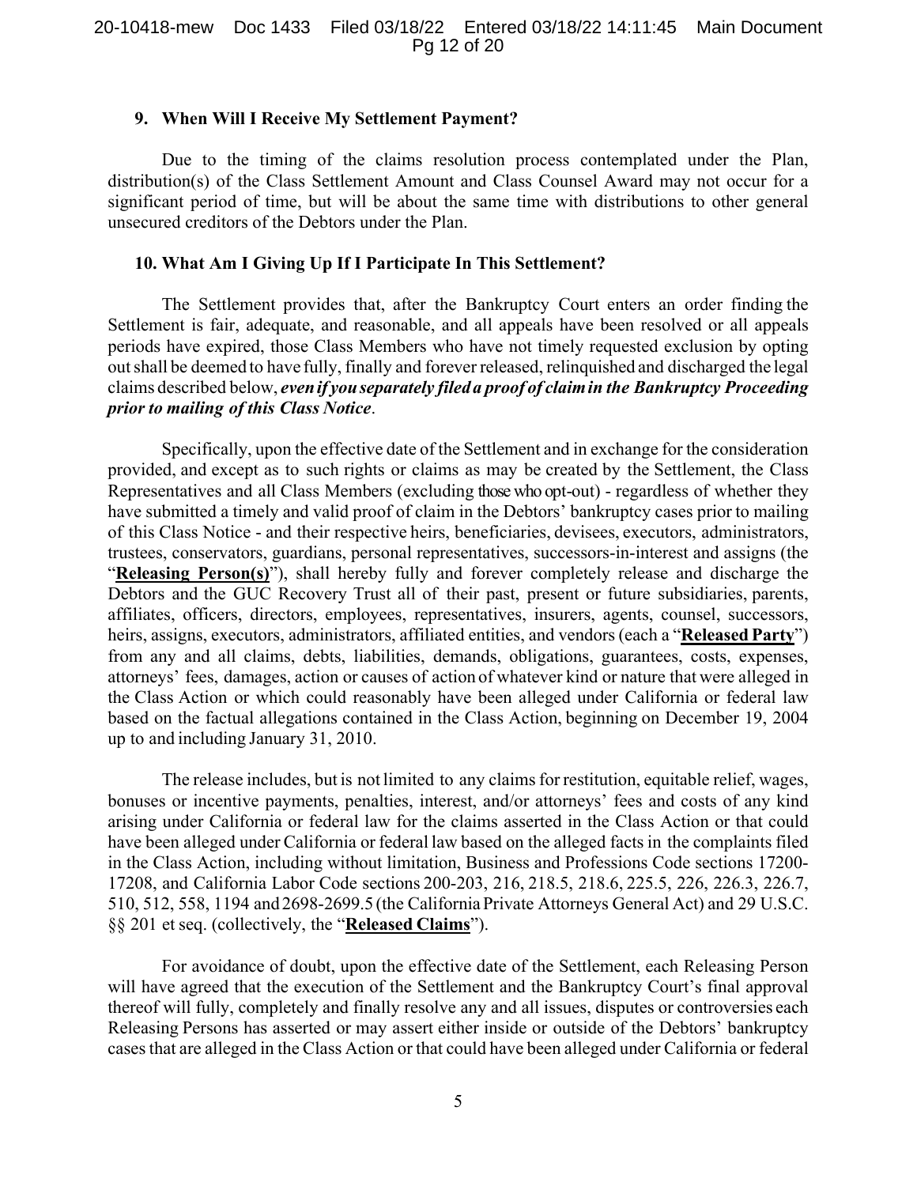### 9. When Will I Receive My Settlement Payment?

Due to the timing of the claims resolution process contemplated under the Plan, distribution(s) of the Class Settlement Amount and Class Counsel Award may not occur for a significant period of time, but will be about the same time with distributions to other general unsecured creditors of the Debtors under the Plan.

### 10. What Am I Giving Up If I Participate In This Settlement?

The Settlement provides that, after the Bankruptcy Court enters an order finding the Settlement is fair, adequate, and reasonable, and all appeals have been resolved or all appeals periods have expired, those Class Members who have not timely requested exclusion by opting out shall be deemed to have fully, finally and forever released, relinquished and discharged the legal claims described below, ***even if you separately filed a proof of claim in the Bankruptcy Proceeding prior to mailing of this Class Notice***.

Specifically, upon the effective date of the Settlement and in exchange for the consideration provided, and except as to such rights or claims as may be created by the Settlement, the Class Representatives and all Class Members (excluding those who opt-out) - regardless of whether they have submitted a timely and valid proof of claim in the Debtors' bankruptcy cases prior to mailing of this Class Notice - and their respective heirs, beneficiaries, devisees, executors, administrators, trustees, conservators, guardians, personal representatives, successors-in-interest and assigns (the "**Releasing Person(s)**"), shall hereby fully and forever completely release and discharge the Debtors and the GUC Recovery Trust all of their past, present or future subsidiaries, parents, affiliates, officers, directors, employees, representatives, insurers, agents, counsel, successors, heirs, assigns, executors, administrators, affiliated entities, and vendors (each a "**Released Party**") from any and all claims, debts, liabilities, demands, obligations, guarantees, costs, expenses, attorneys' fees, damages, action or causes of action of whatever kind or nature that were alleged in the Class Action or which could reasonably have been alleged under California or federal law based on the factual allegations contained in the Class Action, beginning on December 19, 2004 up to and including January 31, 2010.

The release includes, but is not limited to any claims for restitution, equitable relief, wages, bonuses or incentive payments, penalties, interest, and/or attorneys' fees and costs of any kind arising under California or federal law for the claims asserted in the Class Action or that could have been alleged under California or federal law based on the alleged facts in the complaints filed in the Class Action, including without limitation, Business and Professions Code sections 17200-17208, and California Labor Code sections 200-203, 216, 218.5, 218.6, 225.5, 226, 226.3, 226.7, 510, 512, 558, 1194 and 2698-2699.5 (the California Private Attorneys General Act) and 29 U.S.C. §§ 201 et seq. (collectively, the "**Released Claims**").

For avoidance of doubt, upon the effective date of the Settlement, each Releasing Person will have agreed that the execution of the Settlement and the Bankruptcy Court's final approval thereof will fully, completely and finally resolve any and all issues, disputes or controversies each Releasing Persons has asserted or may assert either inside or outside of the Debtors' bankruptcy cases that are alleged in the Class Action or that could have been alleged under California or federal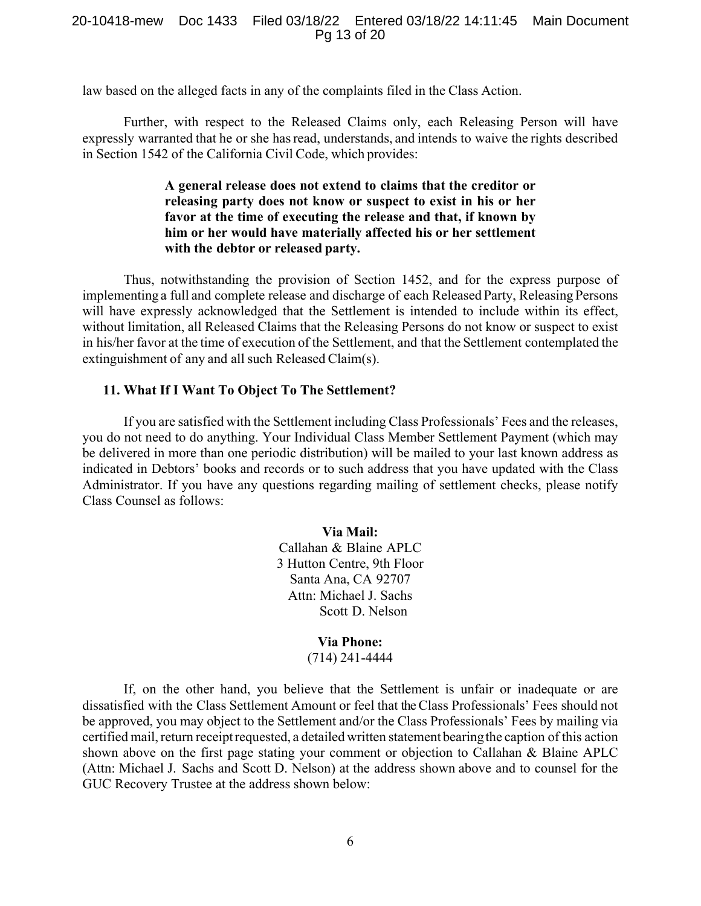law based on the alleged facts in any of the complaints filed in the Class Action.

Further, with respect to the Released Claims only, each Releasing Person will have expressly warranted that he or she has read, understands, and intends to waive the rights described in Section 1542 of the California Civil Code, which provides:

> **A general release does not extend to claims that the creditor or releasing party does not know or suspect to exist in his or her favor at the time of executing the release and that, if known by him or her would have materially affected his or her settlement with the debtor or released party.**

Thus, notwithstanding the provision of Section 1452, and for the express purpose of implementing a full and complete release and discharge of each Released Party, Releasing Persons will have expressly acknowledged that the Settlement is intended to include within its effect, without limitation, all Released Claims that the Releasing Persons do not know or suspect to exist in his/her favor at the time of execution of the Settlement, and that the Settlement contemplated the extinguishment of any and all such Released Claim(s).

### 11. What If I Want To Object To The Settlement?

If you are satisfied with the Settlement including Class Professionals' Fees and the releases, you do not need to do anything. Your Individual Class Member Settlement Payment (which may be delivered in more than one periodic distribution) will be mailed to your last known address as indicated in Debtors' books and records or to such address that you have updated with the Class Administrator. If you have any questions regarding mailing of settlement checks, please notify Class Counsel as follows:

**Via Mail:**
Callahan & Blaine APLC
3 Hutton Centre, 9th Floor
Santa Ana, CA 92707
Attn: Michael J. Sachs
Scott D. Nelson

**Via Phone:**
(714) 241-4444

If, on the other hand, you believe that the Settlement is unfair or inadequate or are dissatisfied with the Class Settlement Amount or feel that the Class Professionals' Fees should not be approved, you may object to the Settlement and/or the Class Professionals' Fees by mailing via certified mail, return receipt requested, a detailed written statement bearing the caption of this action shown above on the first page stating your comment or objection to Callahan & Blaine APLC (Attn: Michael J. Sachs and Scott D. Nelson) at the address shown above and to counsel for the GUC Recovery Trustee at the address shown below: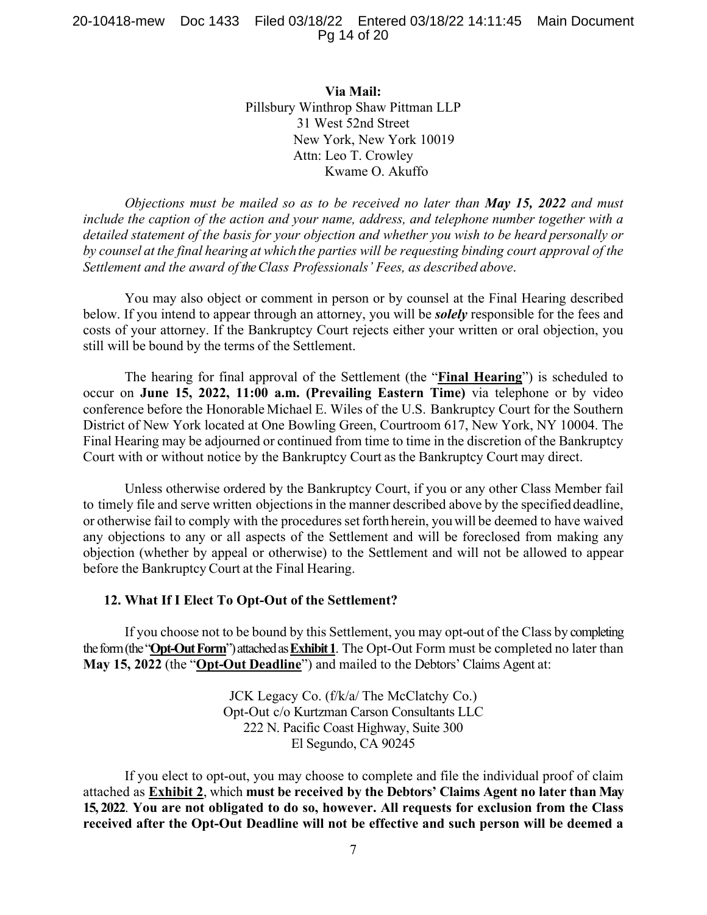**Via Mail:**
Pillsbury Winthrop Shaw Pittman LLP
31 West 52nd Street
New York, New York 10019
Attn: Leo T. Crowley
Kwame O. Akuffo

*Objections must be mailed so as to be received no later than* ***May 15, 2022*** *and must include the caption of the action and your name, address, and telephone number together with a detailed statement of the basis for your objection and whether you wish to be heard personally or by counsel at the final hearing at which the parties will be requesting binding court approval of the Settlement and the award of the Class Professionals' Fees, as described above.*

You may also object or comment in person or by counsel at the Final Hearing described below. If you intend to appear through an attorney, you will be ***solely*** responsible for the fees and costs of your attorney. If the Bankruptcy Court rejects either your written or oral objection, you still will be bound by the terms of the Settlement.

The hearing for final approval of the Settlement (the "**Final Hearing**") is scheduled to occur on **June 15, 2022, 11:00 a.m. (Prevailing Eastern Time)** via telephone or by video conference before the Honorable Michael E. Wiles of the U.S. Bankruptcy Court for the Southern District of New York located at One Bowling Green, Courtroom 617, New York, NY 10004. The Final Hearing may be adjourned or continued from time to time in the discretion of the Bankruptcy Court with or without notice by the Bankruptcy Court as the Bankruptcy Court may direct.

Unless otherwise ordered by the Bankruptcy Court, if you or any other Class Member fail to timely file and serve written objections in the manner described above by the specified deadline, or otherwise fail to comply with the procedures set forth herein, you will be deemed to have waived any objections to any or all aspects of the Settlement and will be foreclosed from making any objection (whether by appeal or otherwise) to the Settlement and will not be allowed to appear before the Bankruptcy Court at the Final Hearing.

### 12. What If I Elect To Opt-Out of the Settlement?

If you choose not to be bound by this Settlement, you may opt-out of the Class by completing the form (the "**Opt-Out Form**") attached as **Exhibit 1**. The Opt-Out Form must be completed no later than **May 15, 2022** (the "**Opt-Out Deadline**") and mailed to the Debtors' Claims Agent at:

JCK Legacy Co. (f/k/a/ The McClatchy Co.)
Opt-Out c/o Kurtzman Carson Consultants LLC
222 N. Pacific Coast Highway, Suite 300
El Segundo, CA 90245

If you elect to opt-out, you may choose to complete and file the individual proof of claim attached as **Exhibit 2**, which **must be received by the Debtors' Claims Agent no later than May 15, 2022**. **You are not obligated to do so, however. All requests for exclusion from the Class received after the Opt-Out Deadline will not be effective and such person will be deemed a**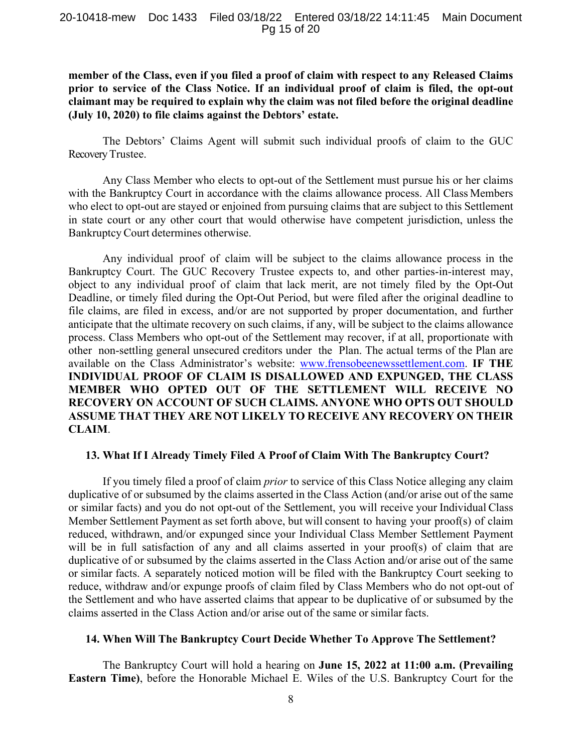**member of the Class, even if you filed a proof of claim with respect to any Released Claims prior to service of the Class Notice. If an individual proof of claim is filed, the opt-out claimant may be required to explain why the claim was not filed before the original deadline (July 10, 2020) to file claims against the Debtors' estate.**

The Debtors' Claims Agent will submit such individual proofs of claim to the GUC Recovery Trustee.

Any Class Member who elects to opt-out of the Settlement must pursue his or her claims with the Bankruptcy Court in accordance with the claims allowance process. All Class Members who elect to opt-out are stayed or enjoined from pursuing claims that are subject to this Settlement in state court or any other court that would otherwise have competent jurisdiction, unless the Bankruptcy Court determines otherwise.

Any individual proof of claim will be subject to the claims allowance process in the Bankruptcy Court. The GUC Recovery Trustee expects to, and other parties-in-interest may, object to any individual proof of claim that lack merit, are not timely filed by the Opt-Out Deadline, or timely filed during the Opt-Out Period, but were filed after the original deadline to file claims, are filed in excess, and/or are not supported by proper documentation, and further anticipate that the ultimate recovery on such claims, if any, will be subject to the claims allowance process. Class Members who opt-out of the Settlement may recover, if at all, proportionate with other non-settling general unsecured creditors under the Plan. The actual terms of the Plan are available on the Class Administrator's website: www.frensobeenewssettlement.com. **IF THE INDIVIDUAL PROOF OF CLAIM IS DISALLOWED AND EXPUNGED, THE CLASS MEMBER WHO OPTED OUT OF THE SETTLEMENT WILL RECEIVE NO RECOVERY ON ACCOUNT OF SUCH CLAIMS. ANYONE WHO OPTS OUT SHOULD ASSUME THAT THEY ARE NOT LIKELY TO RECEIVE ANY RECOVERY ON THEIR CLAIM**.

### 13. What If I Already Timely Filed A Proof of Claim With The Bankruptcy Court?

If you timely filed a proof of claim *prior* to service of this Class Notice alleging any claim duplicative of or subsumed by the claims asserted in the Class Action (and/or arise out of the same or similar facts) and you do not opt-out of the Settlement, you will receive your Individual Class Member Settlement Payment as set forth above, but will consent to having your proof(s) of claim reduced, withdrawn, and/or expunged since your Individual Class Member Settlement Payment will be in full satisfaction of any and all claims asserted in your proof(s) of claim that are duplicative of or subsumed by the claims asserted in the Class Action and/or arise out of the same or similar facts. A separately noticed motion will be filed with the Bankruptcy Court seeking to reduce, withdraw and/or expunge proofs of claim filed by Class Members who do not opt-out of the Settlement and who have asserted claims that appear to be duplicative of or subsumed by the claims asserted in the Class Action and/or arise out of the same or similar facts.

### 14. When Will The Bankruptcy Court Decide Whether To Approve The Settlement?

The Bankruptcy Court will hold a hearing on **June 15, 2022 at 11:00 a.m. (Prevailing Eastern Time)**, before the Honorable Michael E. Wiles of the U.S. Bankruptcy Court for the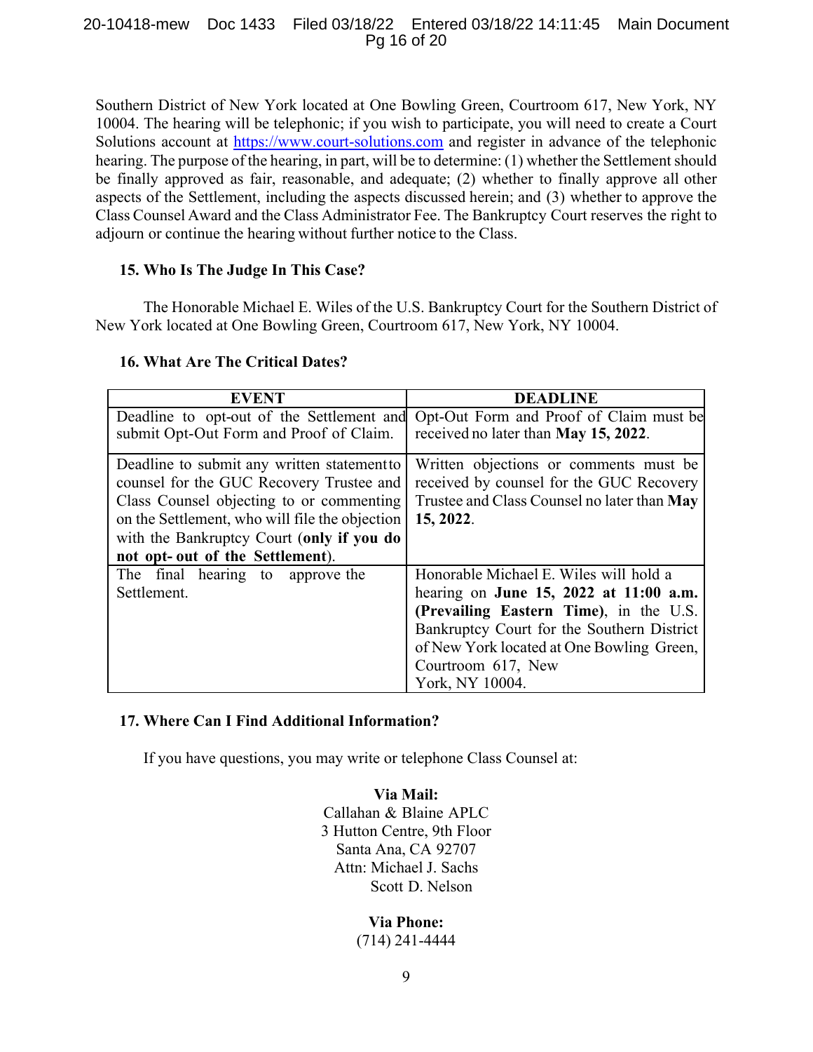Southern District of New York located at One Bowling Green, Courtroom 617, New York, NY 10004. The hearing will be telephonic; if you wish to participate, you will need to create a Court Solutions account at https://www.court-solutions.com and register in advance of the telephonic hearing. The purpose of the hearing, in part, will be to determine: (1) whether the Settlement should be finally approved as fair, reasonable, and adequate; (2) whether to finally approve all other aspects of the Settlement, including the aspects discussed herein; and (3) whether to approve the Class Counsel Award and the Class Administrator Fee. The Bankruptcy Court reserves the right to adjourn or continue the hearing without further notice to the Class.

### 15. Who Is The Judge In This Case?

The Honorable Michael E. Wiles of the U.S. Bankruptcy Court for the Southern District of New York located at One Bowling Green, Courtroom 617, New York, NY 10004.

### 16. What Are The Critical Dates?

| EVENT | DEADLINE |
|---|---|
| Deadline to opt-out of the Settlement and submit Opt-Out Form and Proof of Claim. | Opt-Out Form and Proof of Claim must be received no later than **May 15, 2022**. |
| Deadline to submit any written statement to counsel for the GUC Recovery Trustee and Class Counsel objecting to or commenting on the Settlement, who will file the objection with the Bankruptcy Court (**only if you do not opt- out of the Settlement**). | Written objections or comments must be received by counsel for the GUC Recovery Trustee and Class Counsel no later than **May 15, 2022**. |
| The final hearing to approve the Settlement. | Honorable Michael E. Wiles will hold a hearing on **June 15, 2022 at 11:00 a.m. (Prevailing Eastern Time)**, in the U.S. Bankruptcy Court for the Southern District of New York located at One Bowling Green, Courtroom 617, New York, NY 10004. |

### 17. Where Can I Find Additional Information?

If you have questions, you may write or telephone Class Counsel at:

**Via Mail:**
Callahan & Blaine APLC
3 Hutton Centre, 9th Floor
Santa Ana, CA 92707
Attn: Michael J. Sachs
Scott D. Nelson

**Via Phone:**
(714) 241-4444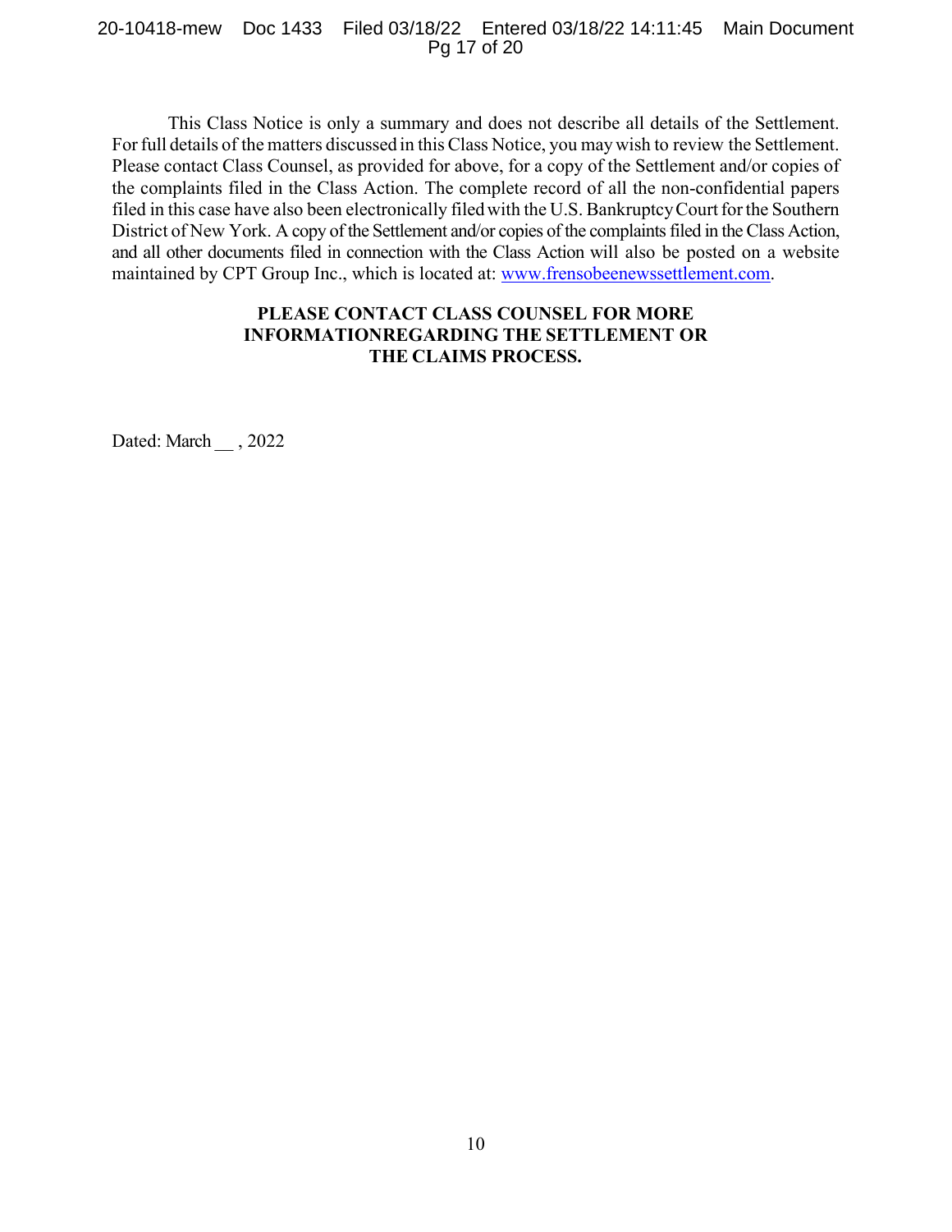This Class Notice is only a summary and does not describe all details of the Settlement. For full details of the matters discussed in this Class Notice, you may wish to review the Settlement. Please contact Class Counsel, as provided for above, for a copy of the Settlement and/or copies of the complaints filed in the Class Action. The complete record of all the non-confidential papers filed in this case have also been electronically filed with the U.S. Bankruptcy Court for the Southern District of New York. A copy of the Settlement and/or copies of the complaints filed in the Class Action, and all other documents filed in connection with the Class Action will also be posted on a website maintained by CPT Group Inc., which is located at: www.frensobeenewssettlement.com.

**PLEASE CONTACT CLASS COUNSEL FOR MORE INFORMATIONREGARDING THE SETTLEMENT OR THE CLAIMS PROCESS.**

Dated: March __ , 2022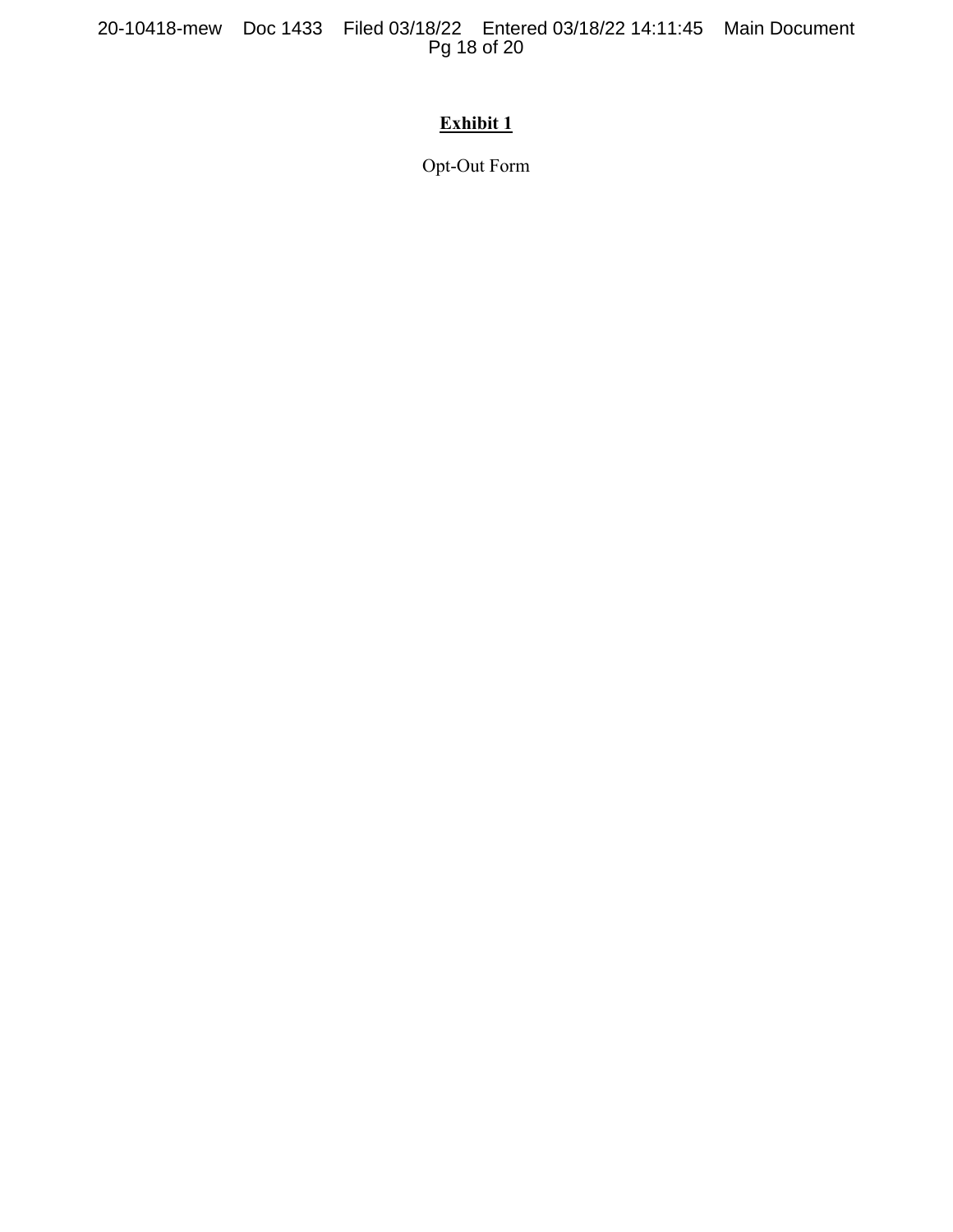**Exhibit 1**

Opt-Out Form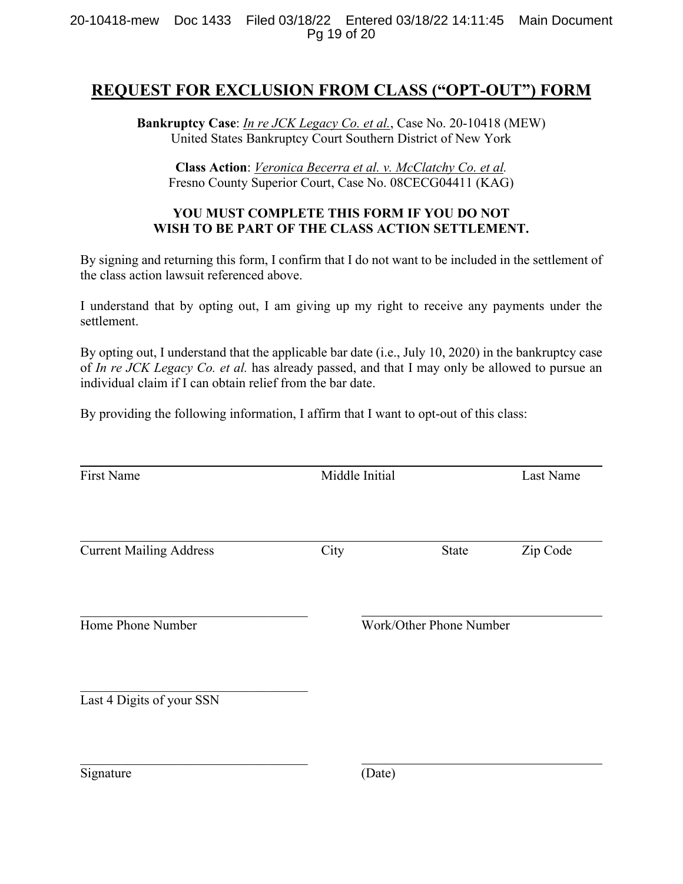# REQUEST FOR EXCLUSION FROM CLASS ("OPT-OUT") FORM

**Bankruptcy Case**: *In re JCK Legacy Co. et al.*, Case No. 20-10418 (MEW)
United States Bankruptcy Court Southern District of New York

**Class Action**: *Veronica Becerra et al. v. McClatchy Co. et al.*
Fresno County Superior Court, Case No. 08CECG04411 (KAG)

**YOU MUST COMPLETE THIS FORM IF YOU DO NOT WISH TO BE PART OF THE CLASS ACTION SETTLEMENT.**

By signing and returning this form, I confirm that I do not want to be included in the settlement of the class action lawsuit referenced above.

I understand that by opting out, I am giving up my right to receive any payments under the settlement.

By opting out, I understand that the applicable bar date (i.e., July 10, 2020) in the bankruptcy case of *In re JCK Legacy Co. et al.* has already passed, and that I may only be allowed to pursue an individual claim if I can obtain relief from the bar date.

By providing the following information, I affirm that I want to opt-out of this class:

\_\_\_\_\_\_\_\_\_\_\_\_\_\_\_\_\_\_\_\_\_\_\_\_\_\_\_\_\_\_\_\_\_\_\_\_\_\_\_\_\_\_\_\_\_\_\_\_\_\_\_\_\_\_\_\_\_\_\_\_\_\_\_\_
First Name Middle Initial Last Name

\_\_\_\_\_\_\_\_\_\_\_\_\_\_\_\_\_\_\_\_\_\_\_\_\_\_\_\_\_\_\_\_\_\_\_\_\_\_\_\_\_\_\_\_\_\_\_\_\_\_\_\_\_\_\_\_\_\_\_\_\_\_\_\_
Current Mailing Address City State Zip Code

\_\_\_\_\_\_\_\_\_\_\_\_\_\_\_\_\_\_\_\_\_\_\_\_\_\_\_\_\_\_ \_\_\_\_\_\_\_\_\_\_\_\_\_\_\_\_\_\_\_\_\_\_\_\_\_\_\_\_\_\_
Home Phone Number Work/Other Phone Number

\_\_\_\_\_\_\_\_\_\_\_\_\_\_\_\_\_\_\_\_\_\_\_\_\_\_\_\_\_\_
Last 4 Digits of your SSN

\_\_\_\_\_\_\_\_\_\_\_\_\_\_\_\_\_\_\_\_\_\_\_\_\_\_\_\_\_\_ \_\_\_\_\_\_\_\_\_\_\_\_\_\_\_\_\_\_\_\_\_\_\_\_\_\_\_\_\_\_
Signature (Date)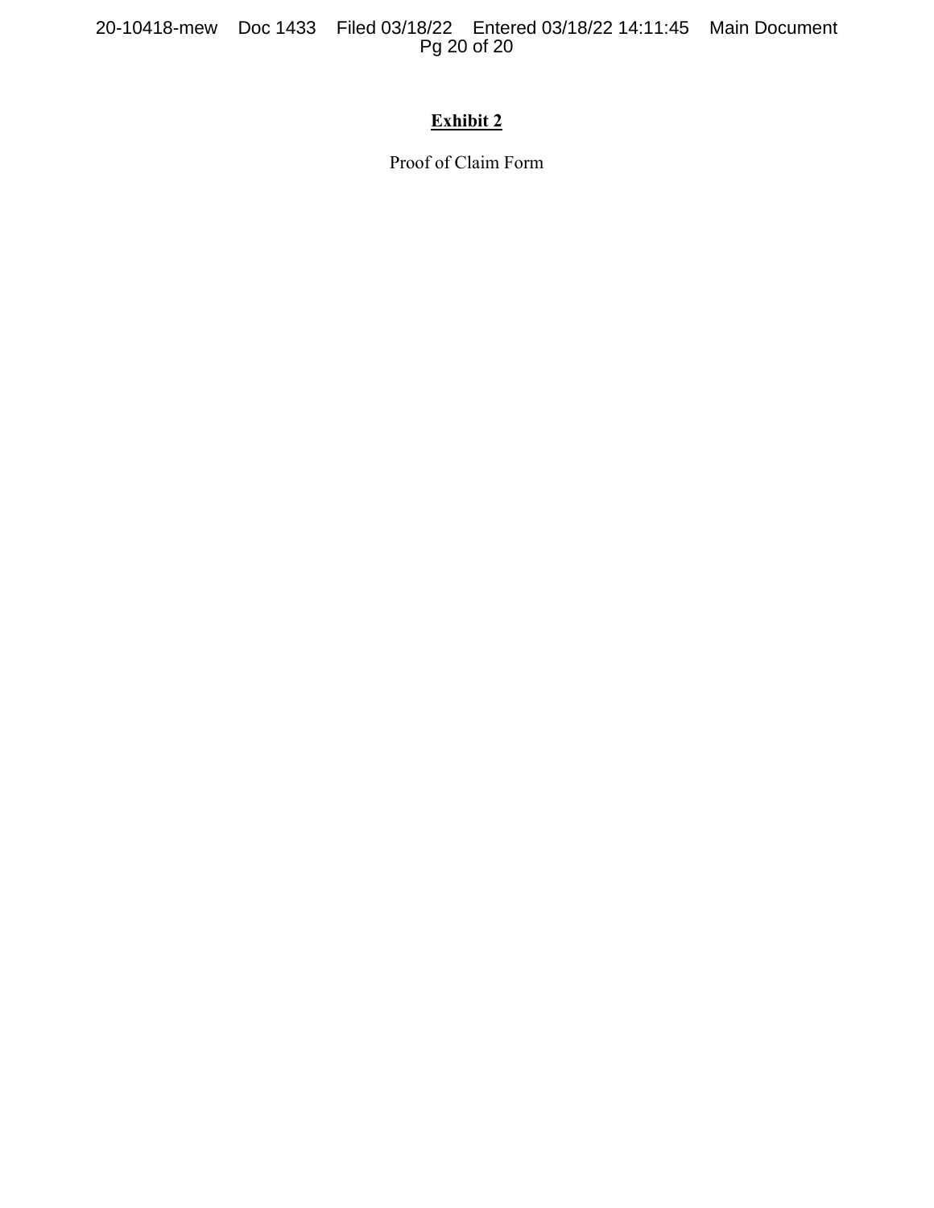**Exhibit 2**

Proof of Claim Form